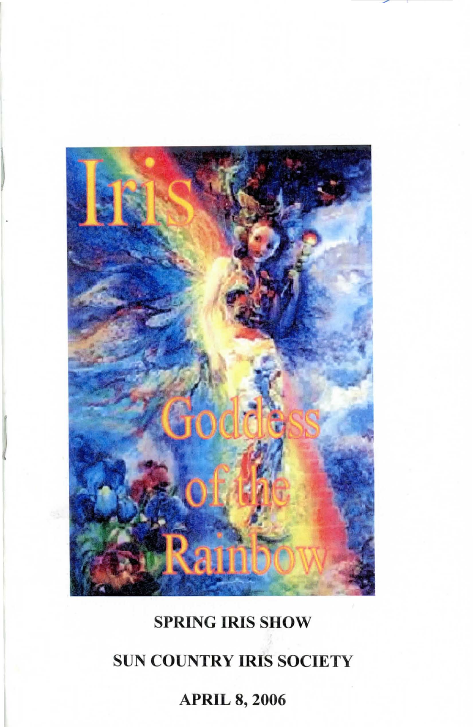# Iris Goddess of the Rainbow

**SPRING IRIS SHOW**

**SUN COUNTRY IRIS SOCIETY**

**APRIL 8, 2006**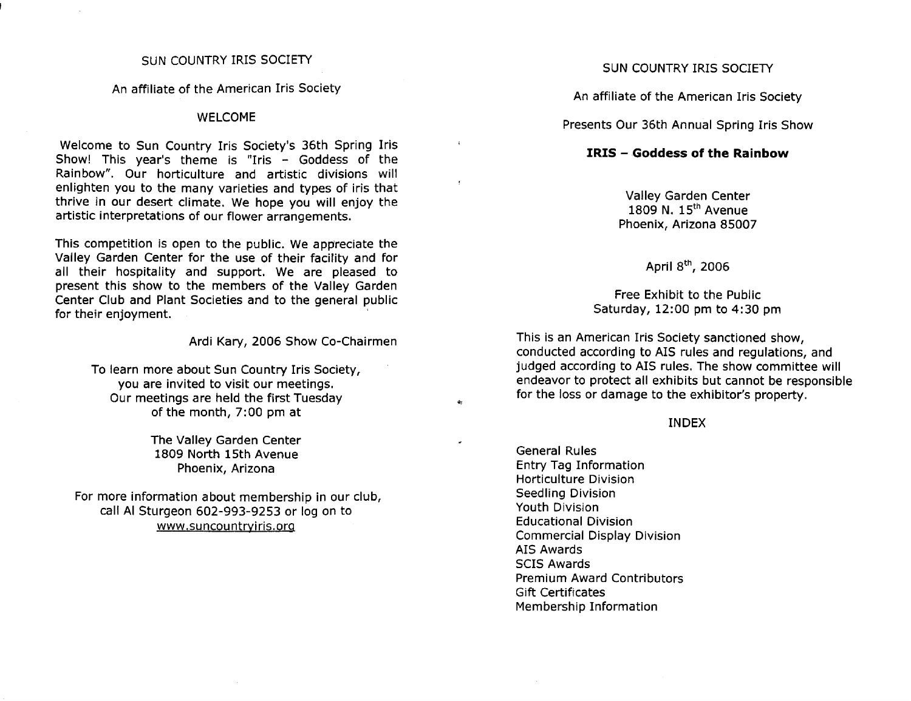# SUN COUNTRY IRIS SOCIETY

An affiliate of the American Iris Society

## WELCOME

Welcome to Sun Country Iris Society's 36th Spring Iris Show! This year's theme is "Iris – Goddess of the Rainbow". Our horticulture and artistic divisions will enlighten you to the many varieties and types of iris that thrive in our desert climate. We hope you will enjoy the artistic interpretations of our flower arrangements.

This competition is open to the public. We appreciate the Valley Garden Center for the use of their facility and for all their hospitality and support. We are pleased to present this show to the members of the Valley Garden Center Club and Plant Societies and to the general public for their enjoyment.

Ardi Kary, 2006 Show Co-Chairmen

To learn more about Sun Country Iris Society, you are invited to visit our meetings. Our meetings are held the first Tuesday of the month, 7:00 pm at

The Valley Garden Center
1809 North 15th Avenue
Phoenix, Arizona

For more information about membership in our club, call Al Sturgeon 602-993-9253 or log on to www.suncountryiris.org

# SUN COUNTRY IRIS SOCIETY

An affiliate of the American Iris Society

Presents Our 36th Annual Spring Iris Show

**IRIS – Goddess of the Rainbow**

Valley Garden Center
1809 N. 15th Avenue
Phoenix, Arizona 85007

April 8th, 2006

Free Exhibit to the Public
Saturday, 12:00 pm to 4:30 pm

This is an American Iris Society sanctioned show, conducted according to AIS rules and regulations, and judged according to AIS rules. The show committee will endeavor to protect all exhibits but cannot be responsible for the loss or damage to the exhibitor's property.

## INDEX

- General Rules
- Entry Tag Information
- Horticulture Division
- Seedling Division
- Youth Division
- Educational Division
- Commercial Display Division
- AIS Awards
- SCIS Awards
- Premium Award Contributors
- Gift Certificates
- Membership Information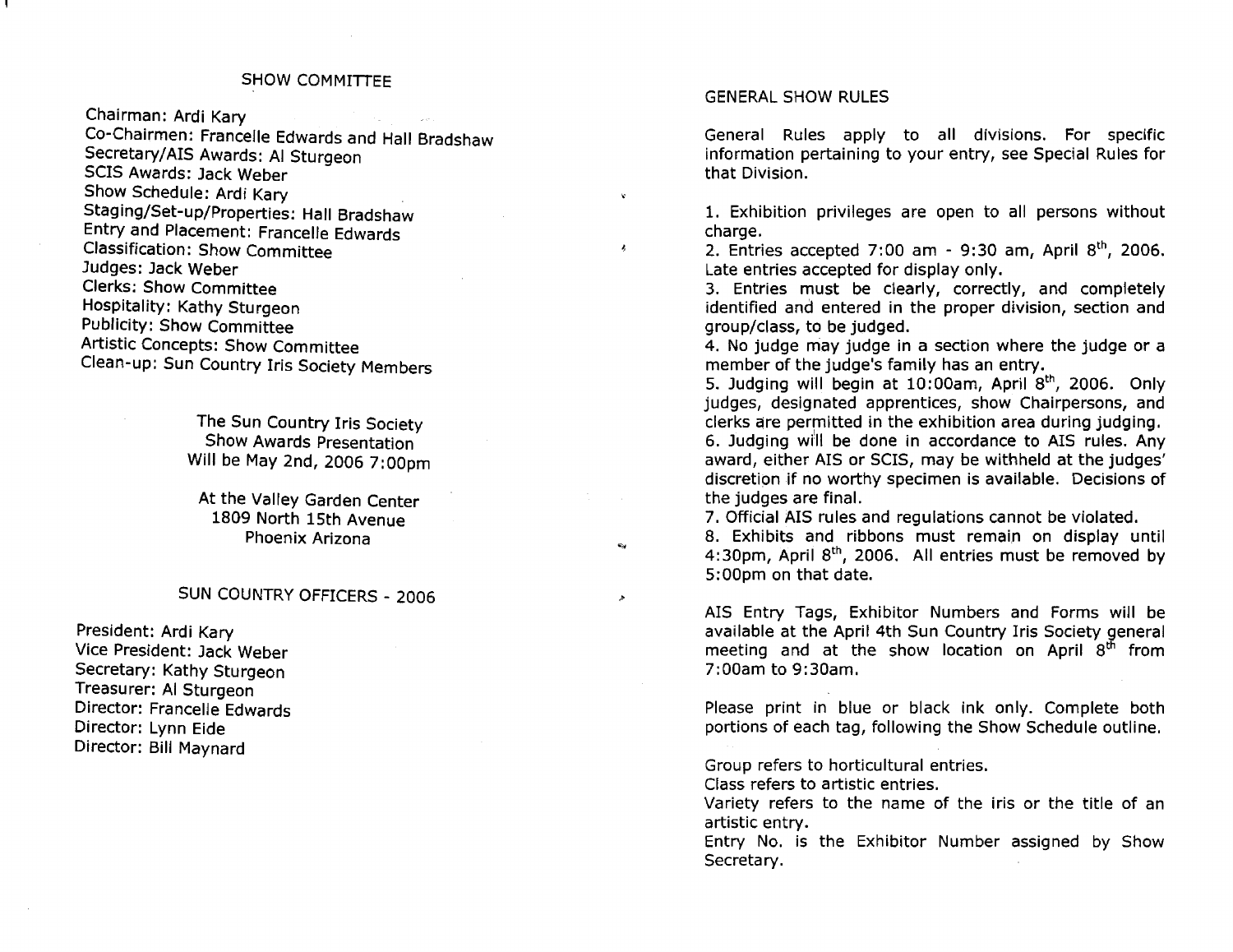## SHOW COMMITTEE

Chairman: Ardi Kary
Co-Chairmen: Francelle Edwards and Hall Bradshaw
Secretary/AIS Awards: Al Sturgeon
SCIS Awards: Jack Weber
Show Schedule: Ardi Kary
Staging/Set-up/Properties: Hall Bradshaw
Entry and Placement: Francelle Edwards
Classification: Show Committee
Judges: Jack Weber
Clerks: Show Committee
Hospitality: Kathy Sturgeon
Publicity: Show Committee
Artistic Concepts: Show Committee
Clean-up: Sun Country Iris Society Members

The Sun Country Iris Society
Show Awards Presentation
Will be May 2nd, 2006 7:00pm

At the Valley Garden Center
1809 North 15th Avenue
Phoenix Arizona

## SUN COUNTRY OFFICERS - 2006

President: Ardi Kary
Vice President: Jack Weber
Secretary: Kathy Sturgeon
Treasurer: Al Sturgeon
Director: Francelle Edwards
Director: Lynn Eide
Director: Bill Maynard

## GENERAL SHOW RULES

General Rules apply to all divisions. For specific information pertaining to your entry, see Special Rules for that Division.

1. Exhibition privileges are open to all persons without charge.
2. Entries accepted 7:00 am - 9:30 am, April 8th, 2006. Late entries accepted for display only.
3. Entries must be clearly, correctly, and completely identified and entered in the proper division, section and group/class, to be judged.
4. No judge may judge in a section where the judge or a member of the judge's family has an entry.
5. Judging will begin at 10:00am, April 8th, 2006. Only judges, designated apprentices, show Chairpersons, and clerks are permitted in the exhibition area during judging.
6. Judging will be done in accordance to AIS rules. Any award, either AIS or SCIS, may be withheld at the judges' discretion if no worthy specimen is available. Decisions of the judges are final.
7. Official AIS rules and regulations cannot be violated.
8. Exhibits and ribbons must remain on display until 4:30pm, April 8th, 2006. All entries must be removed by 5:00pm on that date.

AIS Entry Tags, Exhibitor Numbers and Forms will be available at the April 4th Sun Country Iris Society general meeting and at the show location on April 8th from 7:00am to 9:30am.

Please print in blue or black ink only. Complete both portions of each tag, following the Show Schedule outline.

Group refers to horticultural entries.
Class refers to artistic entries.
Variety refers to the name of the iris or the title of an artistic entry.
Entry No. is the Exhibitor Number assigned by Show Secretary.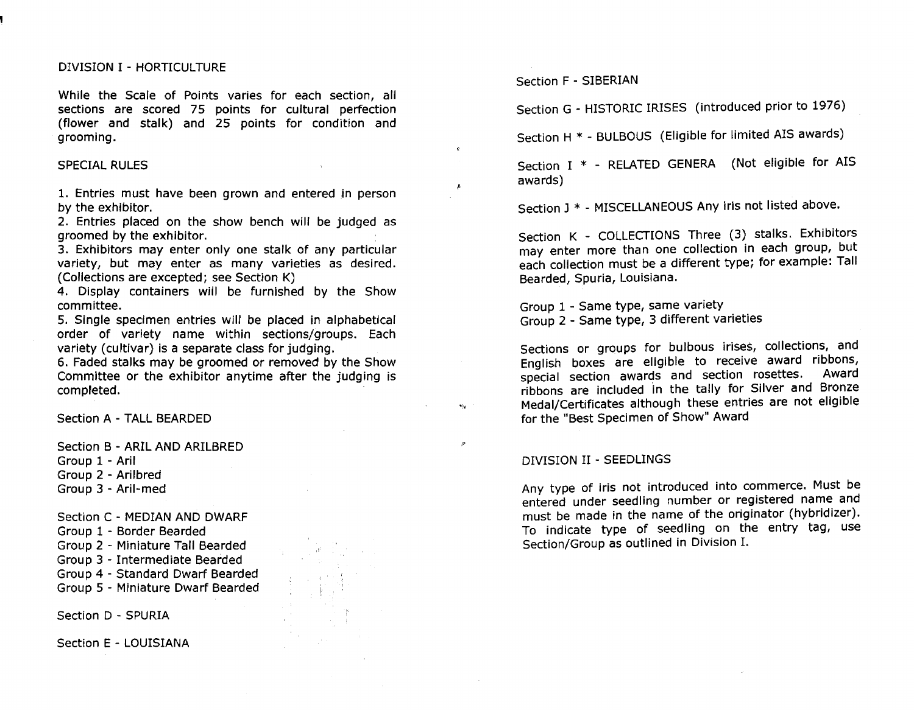## DIVISION I - HORTICULTURE

While the Scale of Points varies for each section, all sections are scored 75 points for cultural perfection (flower and stalk) and 25 points for condition and grooming.

### SPECIAL RULES

1. Entries must have been grown and entered in person by the exhibitor.
2. Entries placed on the show bench will be judged as groomed by the exhibitor.
3. Exhibitors may enter only one stalk of any particular variety, but may enter as many varieties as desired. (Collections are excepted; see Section K)
4. Display containers will be furnished by the Show committee.
5. Single specimen entries will be placed in alphabetical order of variety name within sections/groups. Each variety (cultivar) is a separate class for judging.
6. Faded stalks may be groomed or removed by the Show Committee or the exhibitor anytime after the judging is completed.

Section A - TALL BEARDED

Section B - ARIL AND ARILBRED
Group 1 - Aril
Group 2 - Arilbred
Group 3 - Aril-med

Section C - MEDIAN AND DWARF
Group 1 - Border Bearded
Group 2 - Miniature Tall Bearded
Group 3 - Intermediate Bearded
Group 4 - Standard Dwarf Bearded
Group 5 - Miniature Dwarf Bearded

Section D - SPURIA

Section E - LOUISIANA

Section F - SIBERIAN

Section G - HISTORIC IRISES (introduced prior to 1976)

Section H * - BULBOUS (Eligible for limited AIS awards)

Section I * - RELATED GENERA (Not eligible for AIS awards)

Section J * - MISCELLANEOUS Any iris not listed above.

Section K - COLLECTIONS Three (3) stalks. Exhibitors may enter more than one collection in each group, but each collection must be a different type; for example: Tall Bearded, Spuria, Louisiana.

Group 1 - Same type, same variety
Group 2 - Same type, 3 different varieties

Sections or groups for bulbous irises, collections, and English boxes are eligible to receive award ribbons, special section awards and section rosettes. Award ribbons are included in the tally for Silver and Bronze Medal/Certificates although these entries are not eligible for the "Best Specimen of Show" Award

## DIVISION II - SEEDLINGS

Any type of iris not introduced into commerce. Must be entered under seedling number or registered name and must be made in the name of the originator (hybridizer). To indicate type of seedling on the entry tag, use Section/Group as outlined in Division I.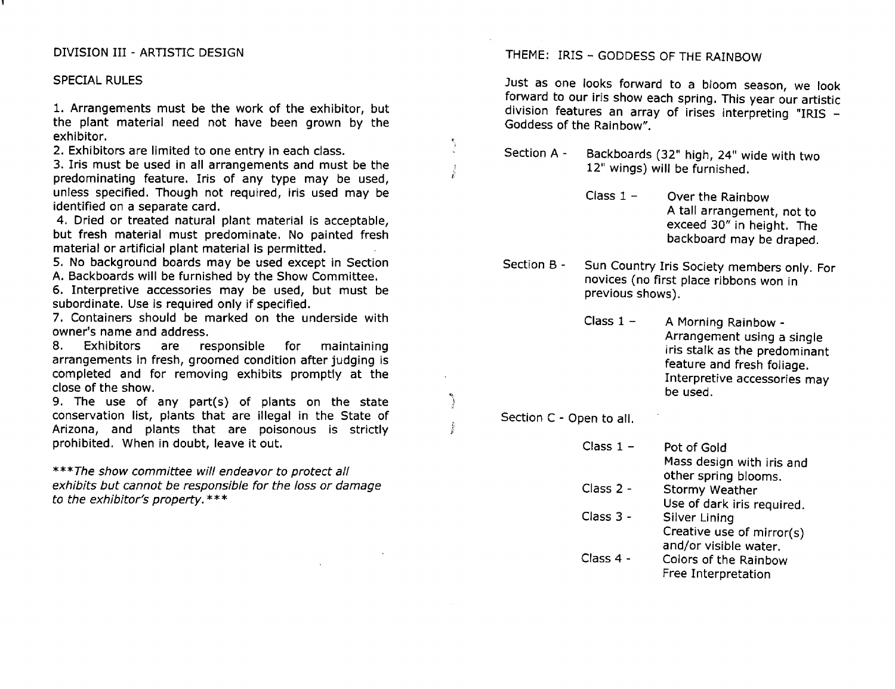## DIVISION III - ARTISTIC DESIGN

### SPECIAL RULES

1. Arrangements must be the work of the exhibitor, but the plant material need not have been grown by the exhibitor.
2. Exhibitors are limited to one entry in each class.
3. Iris must be used in all arrangements and must be the predominating feature. Iris of any type may be used, unless specified. Though not required, iris used may be identified on a separate card.
4. Dried or treated natural plant material is acceptable, but fresh material must predominate. No painted fresh material or artificial plant material is permitted.
5. No background boards may be used except in Section A. Backboards will be furnished by the Show Committee.
6. Interpretive accessories may be used, but must be subordinate. Use is required only if specified.
7. Containers should be marked on the underside with owner's name and address.
8. Exhibitors are responsible for maintaining arrangements in fresh, groomed condition after judging is completed and for removing exhibits promptly at the close of the show.
9. The use of any part(s) of plants on the state conservation list, plants that are illegal in the State of Arizona, and plants that are poisonous is strictly prohibited. When in doubt, leave it out.

****The show committee will endeavor to protect all exhibits but cannot be responsible for the loss or damage to the exhibitor's property.****

### THEME: IRIS – GODDESS OF THE RAINBOW

Just as one looks forward to a bloom season, we look forward to our iris show each spring. This year our artistic division features an array of irises interpreting "IRIS – Goddess of the Rainbow".

**Section A -** Backboards (32" high, 24" wide with two 12" wings) will be furnished.

- Class 1 – Over the Rainbow
  A tall arrangement, not to exceed 30" in height. The backboard may be draped.

**Section B -** Sun Country Iris Society members only. For novices (no first place ribbons won in previous shows).

- Class 1 – A Morning Rainbow - Arrangement using a single iris stalk as the predominant feature and fresh foliage. Interpretive accessories may be used.

**Section C -** Open to all.

- Class 1 – Pot of Gold
  Mass design with iris and other spring blooms.
- Class 2 - Stormy Weather
  Use of dark iris required.
- Class 3 - Silver Lining
  Creative use of mirror(s) and/or visible water.
- Class 4 - Colors of the Rainbow
  Free Interpretation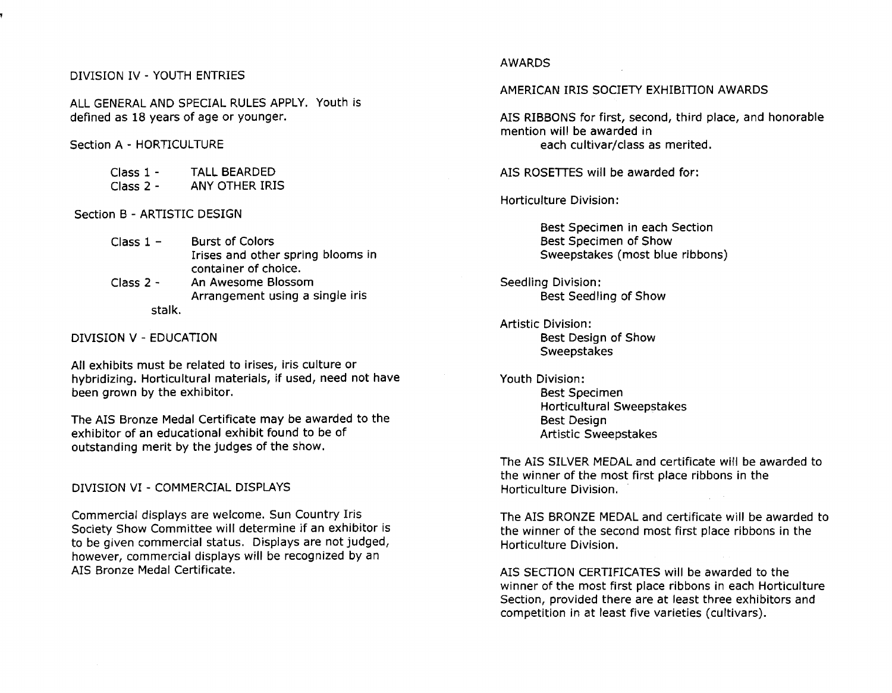## DIVISION IV - YOUTH ENTRIES

ALL GENERAL AND SPECIAL RULES APPLY. Youth is defined as 18 years of age or younger.

### Section A - HORTICULTURE

- Class 1 - TALL BEARDED
- Class 2 - ANY OTHER IRIS

### Section B - ARTISTIC DESIGN

- Class 1 – Burst of Colors
  Irises and other spring blooms in container of choice.
- Class 2 - An Awesome Blossom
  Arrangement using a single iris stalk.

## DIVISION V - EDUCATION

All exhibits must be related to irises, iris culture or hybridizing. Horticultural materials, if used, need not have been grown by the exhibitor.

The AIS Bronze Medal Certificate may be awarded to the exhibitor of an educational exhibit found to be of outstanding merit by the judges of the show.

## DIVISION VI - COMMERCIAL DISPLAYS

Commercial displays are welcome. Sun Country Iris Society Show Committee will determine if an exhibitor is to be given commercial status. Displays are not judged, however, commercial displays will be recognized by an AIS Bronze Medal Certificate.

## AWARDS

### AMERICAN IRIS SOCIETY EXHIBITION AWARDS

AIS RIBBONS for first, second, third place, and honorable mention will be awarded in each cultivar/class as merited.

AIS ROSETTES will be awarded for:

Horticulture Division:

- Best Specimen in each Section
- Best Specimen of Show
- Sweepstakes (most blue ribbons)

Seedling Division:

- Best Seedling of Show

Artistic Division:

- Best Design of Show
- Sweepstakes

Youth Division:

- Best Specimen
- Horticultural Sweepstakes
- Best Design
- Artistic Sweepstakes

The AIS SILVER MEDAL and certificate will be awarded to the winner of the most first place ribbons in the Horticulture Division.

The AIS BRONZE MEDAL and certificate will be awarded to the winner of the second most first place ribbons in the Horticulture Division.

AIS SECTION CERTIFICATES will be awarded to the winner of the most first place ribbons in each Horticulture Section, provided there are at least three exhibitors and competition in at least five varieties (cultivars).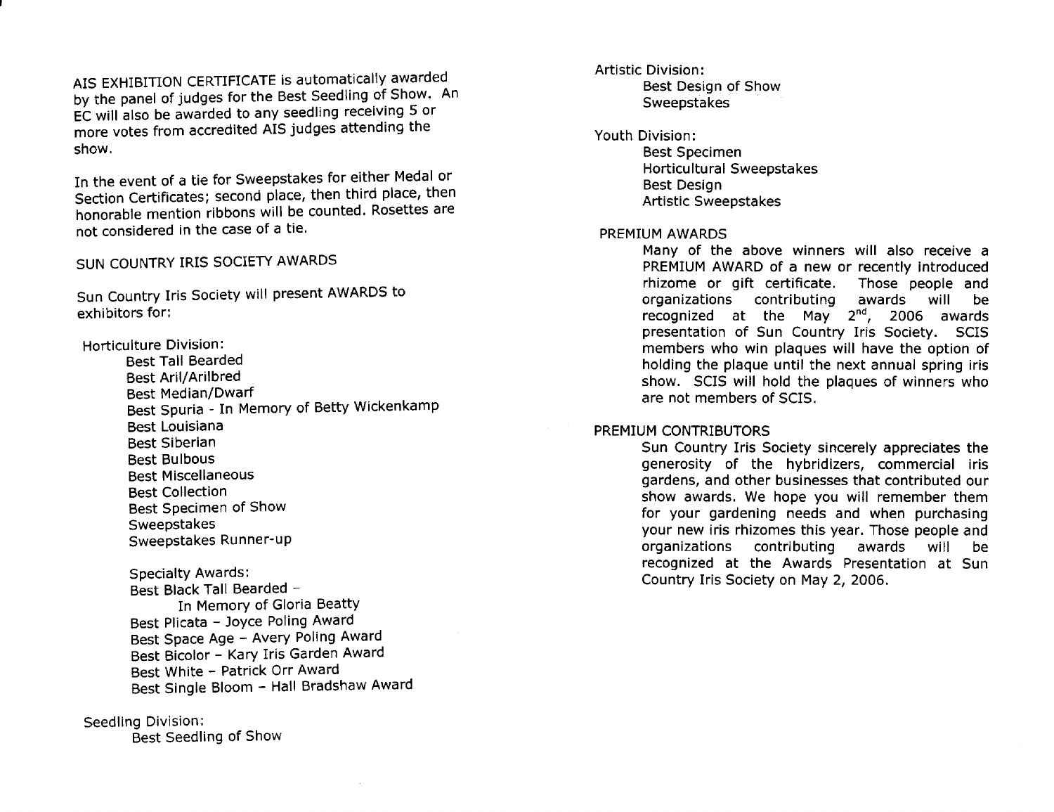AIS EXHIBITION CERTIFICATE is automatically awarded by the panel of judges for the Best Seedling of Show. An EC will also be awarded to any seedling receiving 5 or more votes from accredited AIS judges attending the show.

In the event of a tie for Sweepstakes for either Medal or Section Certificates; second place, then third place, then honorable mention ribbons will be counted. Rosettes are not considered in the case of a tie.

## SUN COUNTRY IRIS SOCIETY AWARDS

Sun Country Iris Society will present AWARDS to exhibitors for:

Horticulture Division:

- Best Tall Bearded
- Best Aril/Arilbred
- Best Median/Dwarf
- Best Spuria - In Memory of Betty Wickenkamp
- Best Louisiana
- Best Siberian
- Best Bulbous
- Best Miscellaneous
- Best Collection
- Best Specimen of Show
- Sweepstakes
- Sweepstakes Runner-up

Specialty Awards:

- Best Black Tall Bearded – In Memory of Gloria Beatty
- Best Plicata – Joyce Poling Award
- Best Space Age – Avery Poling Award
- Best Bicolor – Kary Iris Garden Award
- Best White – Patrick Orr Award
- Best Single Bloom – Hall Bradshaw Award

Seedling Division:

- Best Seedling of Show

Artistic Division:

- Best Design of Show
- Sweepstakes

Youth Division:

- Best Specimen
- Horticultural Sweepstakes
- Best Design
- Artistic Sweepstakes

## PREMIUM AWARDS

Many of the above winners will also receive a PREMIUM AWARD of a new or recently introduced rhizome or gift certificate. Those people and organizations contributing awards will be recognized at the May 2nd, 2006 awards presentation of Sun Country Iris Society. SCIS members who win plaques will have the option of holding the plaque until the next annual spring iris show. SCIS will hold the plaques of winners who are not members of SCIS.

## PREMIUM CONTRIBUTORS

Sun Country Iris Society sincerely appreciates the generosity of the hybridizers, commercial iris gardens, and other businesses that contributed our show awards. We hope you will remember them for your gardening needs and when purchasing your new iris rhizomes this year. Those people and organizations contributing awards will be recognized at the Awards Presentation at Sun Country Iris Society on May 2, 2006.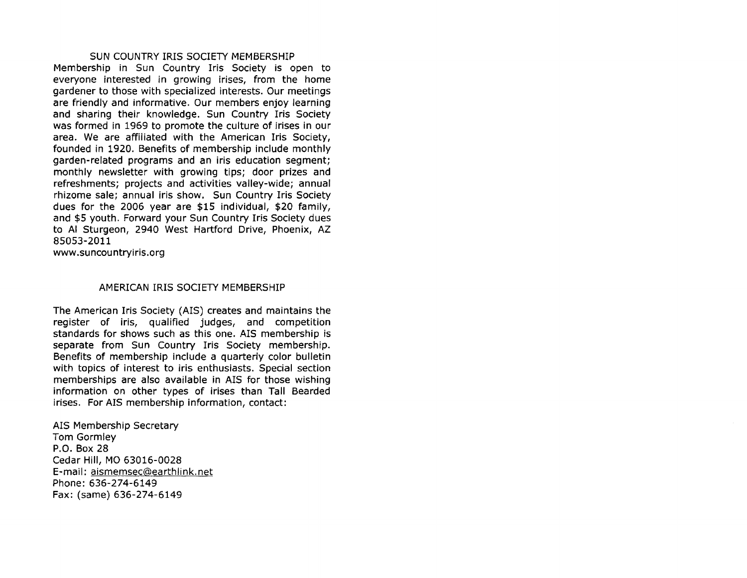## SUN COUNTRY IRIS SOCIETY MEMBERSHIP

Membership in Sun Country Iris Society is open to everyone interested in growing irises, from the home gardener to those with specialized interests. Our meetings are friendly and informative. Our members enjoy learning and sharing their knowledge. Sun Country Iris Society was formed in 1969 to promote the culture of irises in our area. We are affiliated with the American Iris Society, founded in 1920. Benefits of membership include monthly garden-related programs and an iris education segment; monthly newsletter with growing tips; door prizes and refreshments; projects and activities valley-wide; annual rhizome sale; annual iris show. Sun Country Iris Society dues for the 2006 year are $15 individual, $20 family, and $5 youth. Forward your Sun Country Iris Society dues to Al Sturgeon, 2940 West Hartford Drive, Phoenix, AZ 85053-2011

www.suncountryiris.org

## AMERICAN IRIS SOCIETY MEMBERSHIP

The American Iris Society (AIS) creates and maintains the register of iris, qualified judges, and competition standards for shows such as this one. AIS membership is separate from Sun Country Iris Society membership. Benefits of membership include a quarterly color bulletin with topics of interest to iris enthusiasts. Special section memberships are also available in AIS for those wishing information on other types of irises than Tall Bearded irises. For AIS membership information, contact:

AIS Membership Secretary
Tom Gormley
P.O. Box 28
Cedar Hill, MO 63016-0028
E-mail: aismemsec@earthlink.net
Phone: 636-274-6149
Fax: (same) 636-274-6149